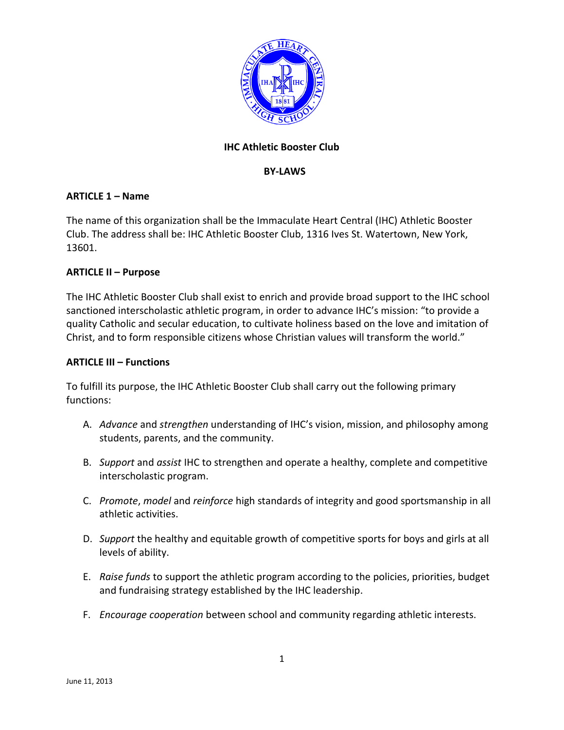# IHC Athletic Booster Club

## BY-LAWS

### ARTICLE 1 – Name

The name of this organization shall be the Immaculate Heart Central (IHC) Athletic Booster Club. The address shall be: IHC Athletic Booster Club, 1316 Ives St. Watertown, New York, 13601.

### ARTICLE II – Purpose

The IHC Athletic Booster Club shall exist to enrich and provide broad support to the IHC school sanctioned interscholastic athletic program, in order to advance IHC's mission: "to provide a quality Catholic and secular education, to cultivate holiness based on the love and imitation of Christ, and to form responsible citizens whose Christian values will transform the world."

### ARTICLE III – Functions

To fulfill its purpose, the IHC Athletic Booster Club shall carry out the following primary functions:

A. *Advance* and *strengthen* understanding of IHC's vision, mission, and philosophy among students, parents, and the community.

B. *Support* and *assist* IHC to strengthen and operate a healthy, complete and competitive interscholastic program.

C. *Promote*, *model* and *reinforce* high standards of integrity and good sportsmanship in all athletic activities.

D. *Support* the healthy and equitable growth of competitive sports for boys and girls at all levels of ability.

E. *Raise funds* to support the athletic program according to the policies, priorities, budget and fundraising strategy established by the IHC leadership.

F. *Encourage cooperation* between school and community regarding athletic interests.

June 11, 2013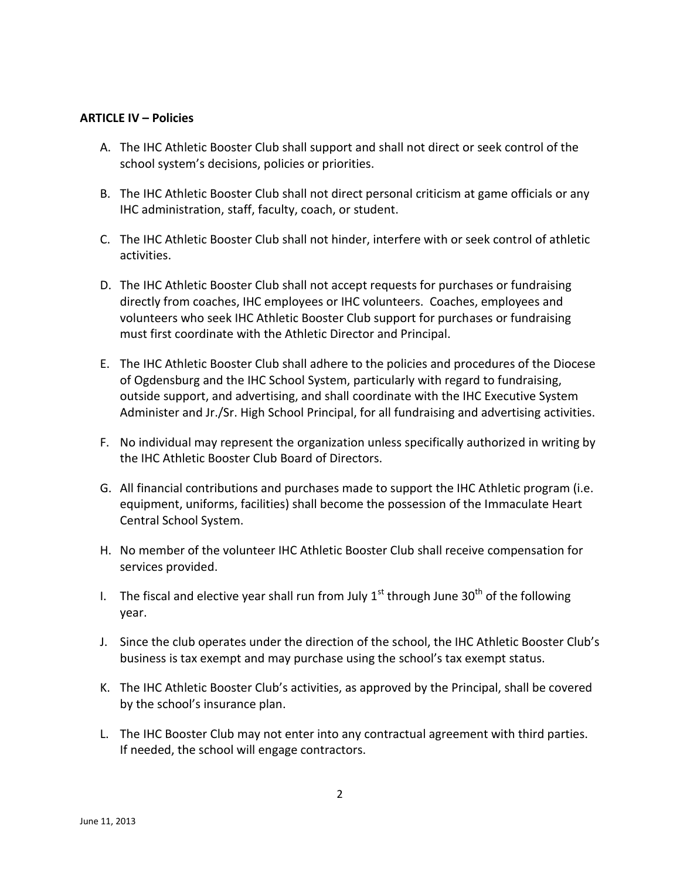**ARTICLE IV – Policies**

A. The IHC Athletic Booster Club shall support and shall not direct or seek control of the school system's decisions, policies or priorities.

B. The IHC Athletic Booster Club shall not direct personal criticism at game officials or any IHC administration, staff, faculty, coach, or student.

C. The IHC Athletic Booster Club shall not hinder, interfere with or seek control of athletic activities.

D. The IHC Athletic Booster Club shall not accept requests for purchases or fundraising directly from coaches, IHC employees or IHC volunteers. Coaches, employees and volunteers who seek IHC Athletic Booster Club support for purchases or fundraising must first coordinate with the Athletic Director and Principal.

E. The IHC Athletic Booster Club shall adhere to the policies and procedures of the Diocese of Ogdensburg and the IHC School System, particularly with regard to fundraising, outside support, and advertising, and shall coordinate with the IHC Executive System Administer and Jr./Sr. High School Principal, for all fundraising and advertising activities.

F. No individual may represent the organization unless specifically authorized in writing by the IHC Athletic Booster Club Board of Directors.

G. All financial contributions and purchases made to support the IHC Athletic program (i.e. equipment, uniforms, facilities) shall become the possession of the Immaculate Heart Central School System.

H. No member of the volunteer IHC Athletic Booster Club shall receive compensation for services provided.

I. The fiscal and elective year shall run from July 1st through June 30th of the following year.

J. Since the club operates under the direction of the school, the IHC Athletic Booster Club's business is tax exempt and may purchase using the school's tax exempt status.

K. The IHC Athletic Booster Club's activities, as approved by the Principal, shall be covered by the school's insurance plan.

L. The IHC Booster Club may not enter into any contractual agreement with third parties. If needed, the school will engage contractors.

June 11, 2013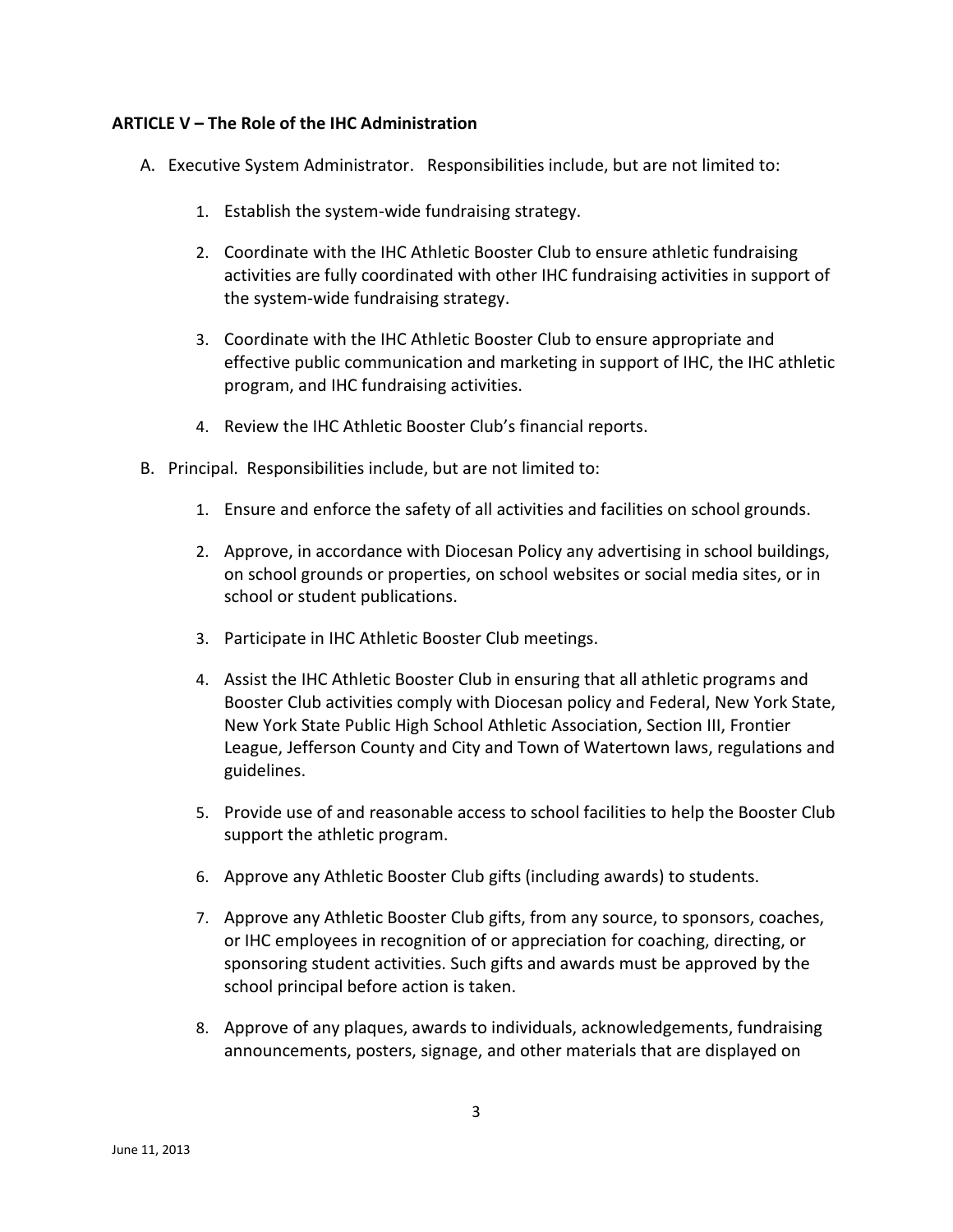**ARTICLE V – The Role of the IHC Administration**

A. Executive System Administrator. Responsibilities include, but are not limited to:

   1. Establish the system-wide fundraising strategy.

   2. Coordinate with the IHC Athletic Booster Club to ensure athletic fundraising activities are fully coordinated with other IHC fundraising activities in support of the system-wide fundraising strategy.

   3. Coordinate with the IHC Athletic Booster Club to ensure appropriate and effective public communication and marketing in support of IHC, the IHC athletic program, and IHC fundraising activities.

   4. Review the IHC Athletic Booster Club's financial reports.

B. Principal. Responsibilities include, but are not limited to:

   1. Ensure and enforce the safety of all activities and facilities on school grounds.

   2. Approve, in accordance with Diocesan Policy any advertising in school buildings, on school grounds or properties, on school websites or social media sites, or in school or student publications.

   3. Participate in IHC Athletic Booster Club meetings.

   4. Assist the IHC Athletic Booster Club in ensuring that all athletic programs and Booster Club activities comply with Diocesan policy and Federal, New York State, New York State Public High School Athletic Association, Section III, Frontier League, Jefferson County and City and Town of Watertown laws, regulations and guidelines.

   5. Provide use of and reasonable access to school facilities to help the Booster Club support the athletic program.

   6. Approve any Athletic Booster Club gifts (including awards) to students.

   7. Approve any Athletic Booster Club gifts, from any source, to sponsors, coaches, or IHC employees in recognition of or appreciation for coaching, directing, or sponsoring student activities. Such gifts and awards must be approved by the school principal before action is taken.

   8. Approve of any plaques, awards to individuals, acknowledgements, fundraising announcements, posters, signage, and other materials that are displayed on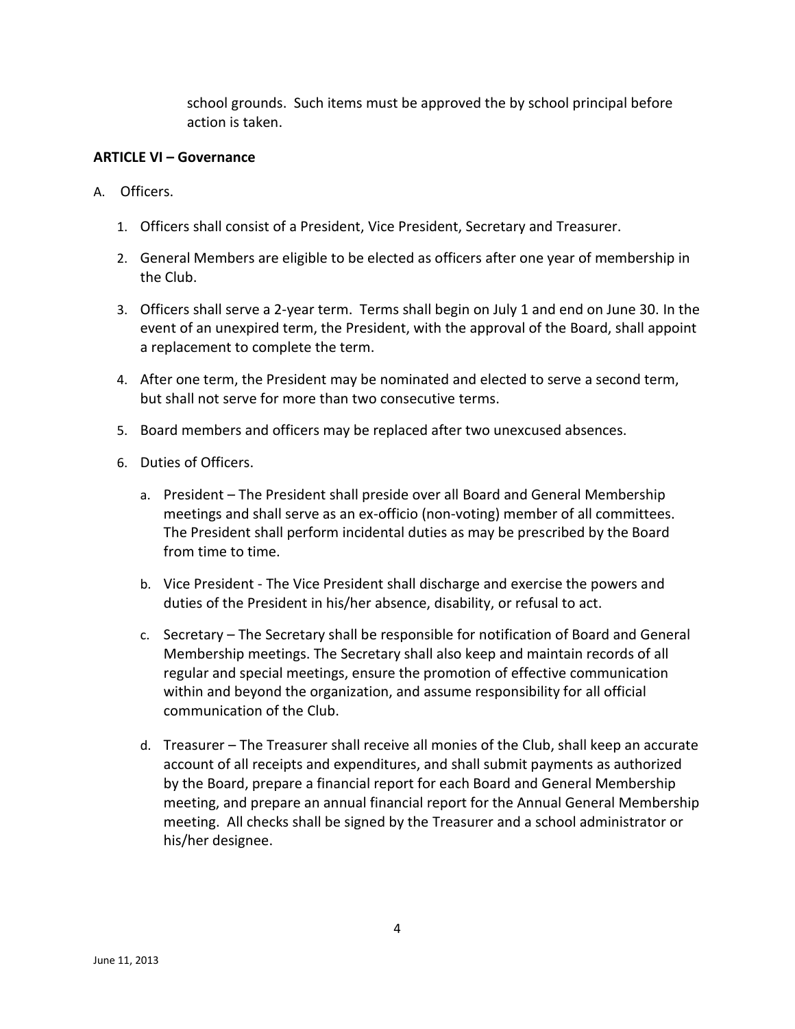school grounds. Such items must be approved the by school principal before action is taken.

**ARTICLE VI – Governance**

A. Officers.

1. Officers shall consist of a President, Vice President, Secretary and Treasurer.

2. General Members are eligible to be elected as officers after one year of membership in the Club.

3. Officers shall serve a 2-year term. Terms shall begin on July 1 and end on June 30. In the event of an unexpired term, the President, with the approval of the Board, shall appoint a replacement to complete the term.

4. After one term, the President may be nominated and elected to serve a second term, but shall not serve for more than two consecutive terms.

5. Board members and officers may be replaced after two unexcused absences.

6. Duties of Officers.

   a. President – The President shall preside over all Board and General Membership meetings and shall serve as an ex-officio (non-voting) member of all committees. The President shall perform incidental duties as may be prescribed by the Board from time to time.

   b. Vice President - The Vice President shall discharge and exercise the powers and duties of the President in his/her absence, disability, or refusal to act.

   c. Secretary – The Secretary shall be responsible for notification of Board and General Membership meetings. The Secretary shall also keep and maintain records of all regular and special meetings, ensure the promotion of effective communication within and beyond the organization, and assume responsibility for all official communication of the Club.

   d. Treasurer – The Treasurer shall receive all monies of the Club, shall keep an accurate account of all receipts and expenditures, and shall submit payments as authorized by the Board, prepare a financial report for each Board and General Membership meeting, and prepare an annual financial report for the Annual General Membership meeting. All checks shall be signed by the Treasurer and a school administrator or his/her designee.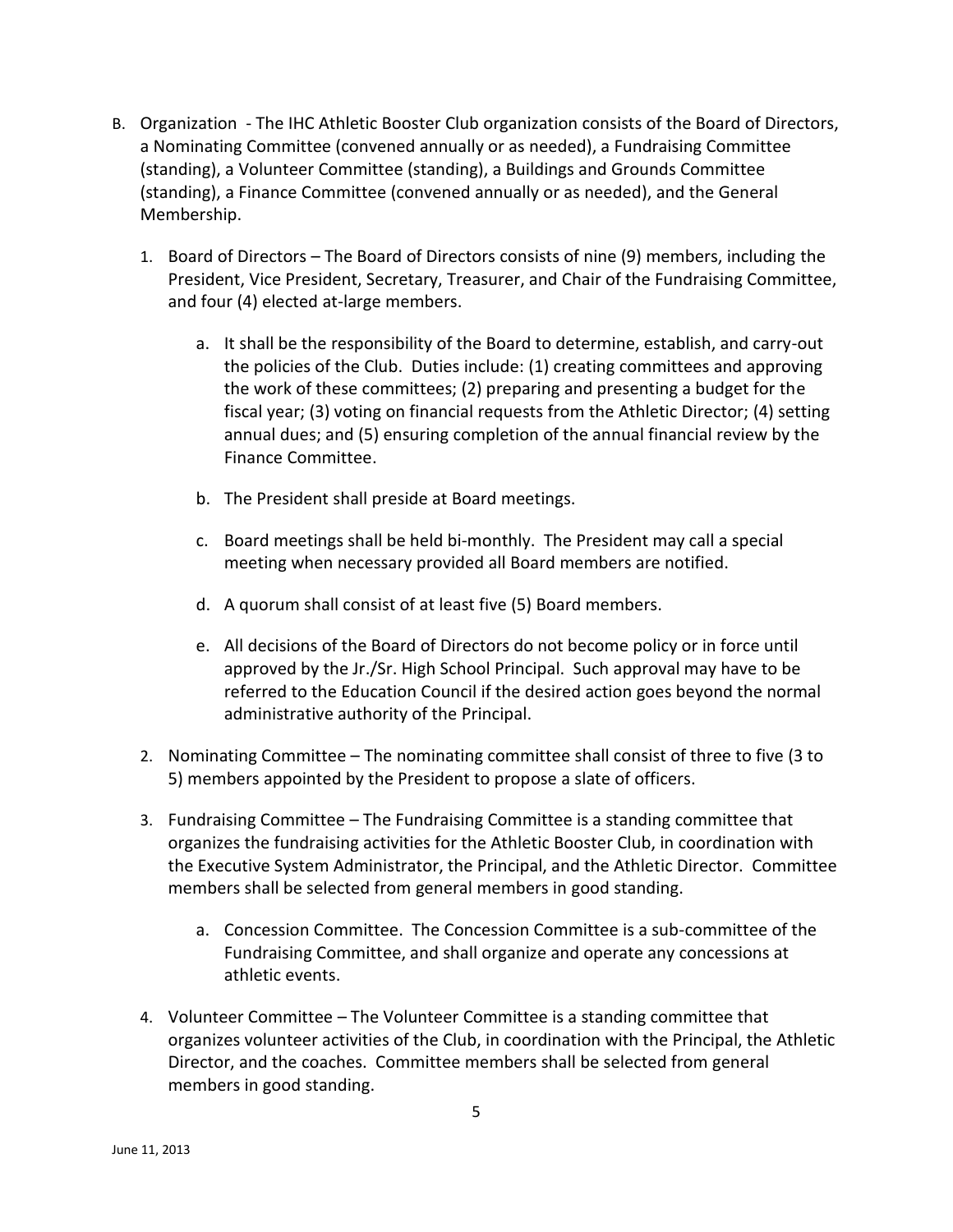B. Organization - The IHC Athletic Booster Club organization consists of the Board of Directors, a Nominating Committee (convened annually or as needed), a Fundraising Committee (standing), a Volunteer Committee (standing), a Buildings and Grounds Committee (standing), a Finance Committee (convened annually or as needed), and the General Membership.

   1. Board of Directors – The Board of Directors consists of nine (9) members, including the President, Vice President, Secretary, Treasurer, and Chair of the Fundraising Committee, and four (4) elected at-large members.

      a. It shall be the responsibility of the Board to determine, establish, and carry-out the policies of the Club. Duties include: (1) creating committees and approving the work of these committees; (2) preparing and presenting a budget for the fiscal year; (3) voting on financial requests from the Athletic Director; (4) setting annual dues; and (5) ensuring completion of the annual financial review by the Finance Committee.

      b. The President shall preside at Board meetings.

      c. Board meetings shall be held bi-monthly. The President may call a special meeting when necessary provided all Board members are notified.

      d. A quorum shall consist of at least five (5) Board members.

      e. All decisions of the Board of Directors do not become policy or in force until approved by the Jr./Sr. High School Principal. Such approval may have to be referred to the Education Council if the desired action goes beyond the normal administrative authority of the Principal.

   2. Nominating Committee – The nominating committee shall consist of three to five (3 to 5) members appointed by the President to propose a slate of officers.

   3. Fundraising Committee – The Fundraising Committee is a standing committee that organizes the fundraising activities for the Athletic Booster Club, in coordination with the Executive System Administrator, the Principal, and the Athletic Director. Committee members shall be selected from general members in good standing.

      a. Concession Committee. The Concession Committee is a sub-committee of the Fundraising Committee, and shall organize and operate any concessions at athletic events.

   4. Volunteer Committee – The Volunteer Committee is a standing committee that organizes volunteer activities of the Club, in coordination with the Principal, the Athletic Director, and the coaches. Committee members shall be selected from general members in good standing.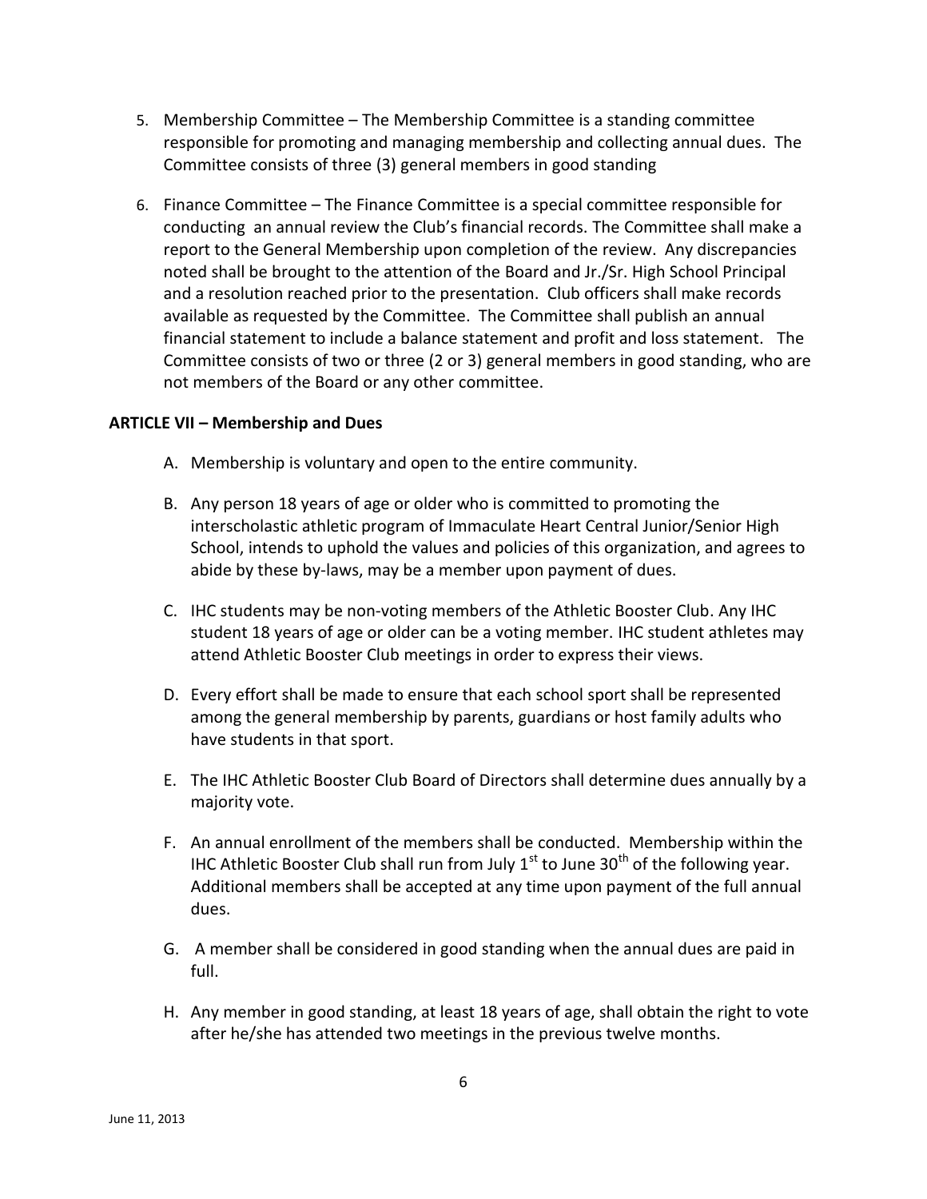5. Membership Committee – The Membership Committee is a standing committee responsible for promoting and managing membership and collecting annual dues. The Committee consists of three (3) general members in good standing

6. Finance Committee – The Finance Committee is a special committee responsible for conducting an annual review the Club's financial records. The Committee shall make a report to the General Membership upon completion of the review. Any discrepancies noted shall be brought to the attention of the Board and Jr./Sr. High School Principal and a resolution reached prior to the presentation. Club officers shall make records available as requested by the Committee. The Committee shall publish an annual financial statement to include a balance statement and profit and loss statement. The Committee consists of two or three (2 or 3) general members in good standing, who are not members of the Board or any other committee.

**ARTICLE VII – Membership and Dues**

A. Membership is voluntary and open to the entire community.

B. Any person 18 years of age or older who is committed to promoting the interscholastic athletic program of Immaculate Heart Central Junior/Senior High School, intends to uphold the values and policies of this organization, and agrees to abide by these by-laws, may be a member upon payment of dues.

C. IHC students may be non-voting members of the Athletic Booster Club. Any IHC student 18 years of age or older can be a voting member. IHC student athletes may attend Athletic Booster Club meetings in order to express their views.

D. Every effort shall be made to ensure that each school sport shall be represented among the general membership by parents, guardians or host family adults who have students in that sport.

E. The IHC Athletic Booster Club Board of Directors shall determine dues annually by a majority vote.

F. An annual enrollment of the members shall be conducted. Membership within the IHC Athletic Booster Club shall run from July 1st to June 30th of the following year. Additional members shall be accepted at any time upon payment of the full annual dues.

G. A member shall be considered in good standing when the annual dues are paid in full.

H. Any member in good standing, at least 18 years of age, shall obtain the right to vote after he/she has attended two meetings in the previous twelve months.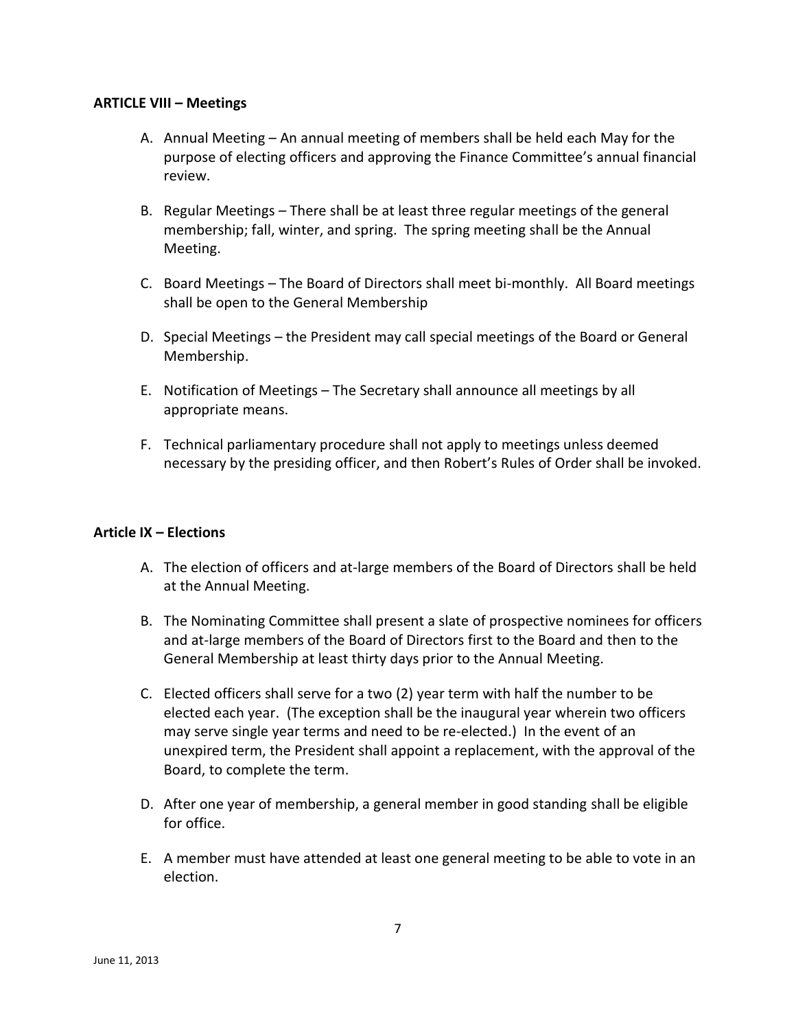**ARTICLE VIII – Meetings**

A. Annual Meeting – An annual meeting of members shall be held each May for the purpose of electing officers and approving the Finance Committee's annual financial review.

B. Regular Meetings – There shall be at least three regular meetings of the general membership; fall, winter, and spring. The spring meeting shall be the Annual Meeting.

C. Board Meetings – The Board of Directors shall meet bi-monthly. All Board meetings shall be open to the General Membership

D. Special Meetings – the President may call special meetings of the Board or General Membership.

E. Notification of Meetings – The Secretary shall announce all meetings by all appropriate means.

F. Technical parliamentary procedure shall not apply to meetings unless deemed necessary by the presiding officer, and then Robert's Rules of Order shall be invoked.

**Article IX – Elections**

A. The election of officers and at-large members of the Board of Directors shall be held at the Annual Meeting.

B. The Nominating Committee shall present a slate of prospective nominees for officers and at-large members of the Board of Directors first to the Board and then to the General Membership at least thirty days prior to the Annual Meeting.

C. Elected officers shall serve for a two (2) year term with half the number to be elected each year. (The exception shall be the inaugural year wherein two officers may serve single year terms and need to be re-elected.) In the event of an unexpired term, the President shall appoint a replacement, with the approval of the Board, to complete the term.

D. After one year of membership, a general member in good standing shall be eligible for office.

E. A member must have attended at least one general meeting to be able to vote in an election.

June 11, 2013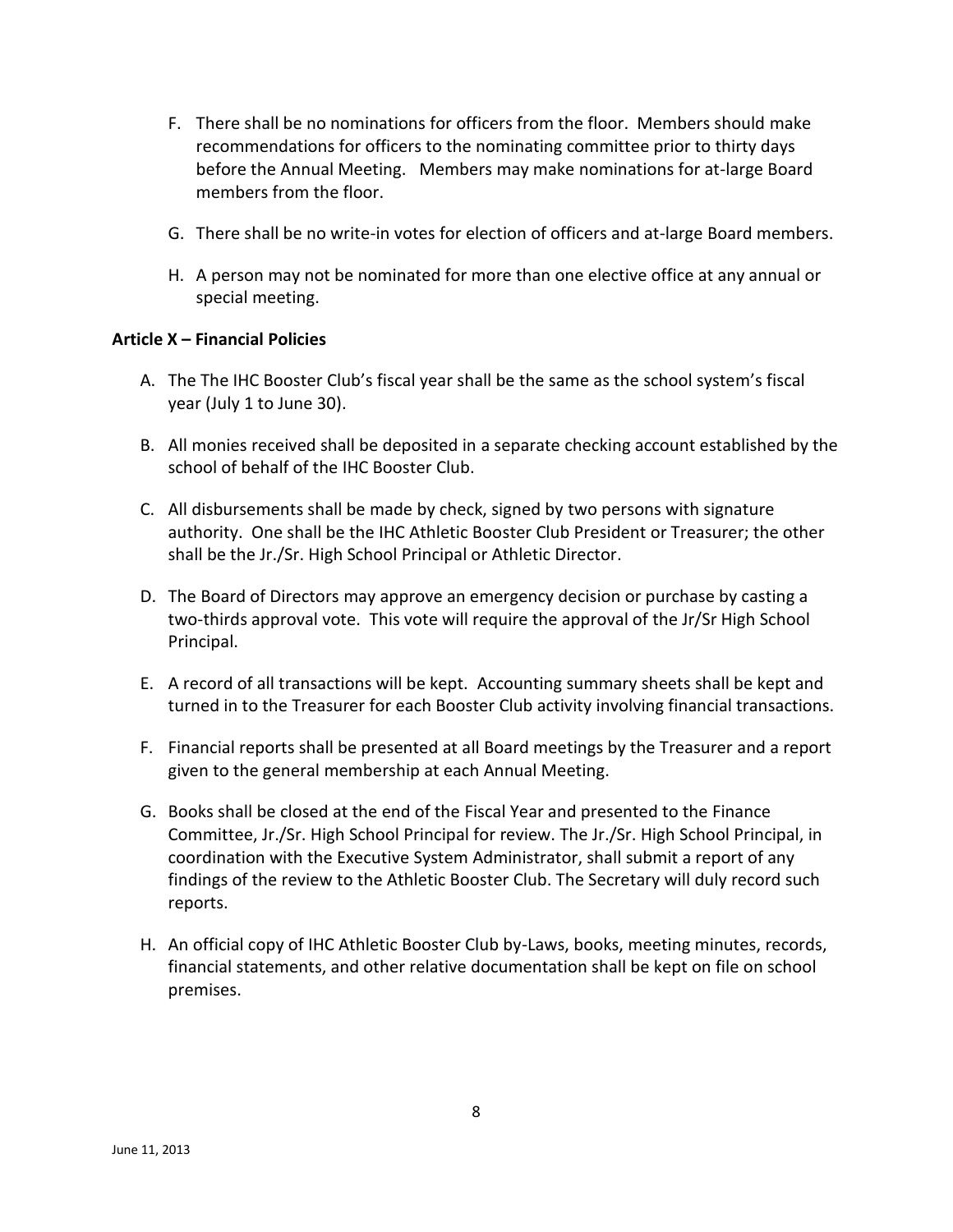F. There shall be no nominations for officers from the floor. Members should make recommendations for officers to the nominating committee prior to thirty days before the Annual Meeting. Members may make nominations for at-large Board members from the floor.

G. There shall be no write-in votes for election of officers and at-large Board members.

H. A person may not be nominated for more than one elective office at any annual or special meeting.

**Article X – Financial Policies**

A. The The IHC Booster Club's fiscal year shall be the same as the school system's fiscal year (July 1 to June 30).

B. All monies received shall be deposited in a separate checking account established by the school of behalf of the IHC Booster Club.

C. All disbursements shall be made by check, signed by two persons with signature authority. One shall be the IHC Athletic Booster Club President or Treasurer; the other shall be the Jr./Sr. High School Principal or Athletic Director.

D. The Board of Directors may approve an emergency decision or purchase by casting a two-thirds approval vote. This vote will require the approval of the Jr/Sr High School Principal.

E. A record of all transactions will be kept. Accounting summary sheets shall be kept and turned in to the Treasurer for each Booster Club activity involving financial transactions.

F. Financial reports shall be presented at all Board meetings by the Treasurer and a report given to the general membership at each Annual Meeting.

G. Books shall be closed at the end of the Fiscal Year and presented to the Finance Committee, Jr./Sr. High School Principal for review. The Jr./Sr. High School Principal, in coordination with the Executive System Administrator, shall submit a report of any findings of the review to the Athletic Booster Club. The Secretary will duly record such reports.

H. An official copy of IHC Athletic Booster Club by-Laws, books, meeting minutes, records, financial statements, and other relative documentation shall be kept on file on school premises.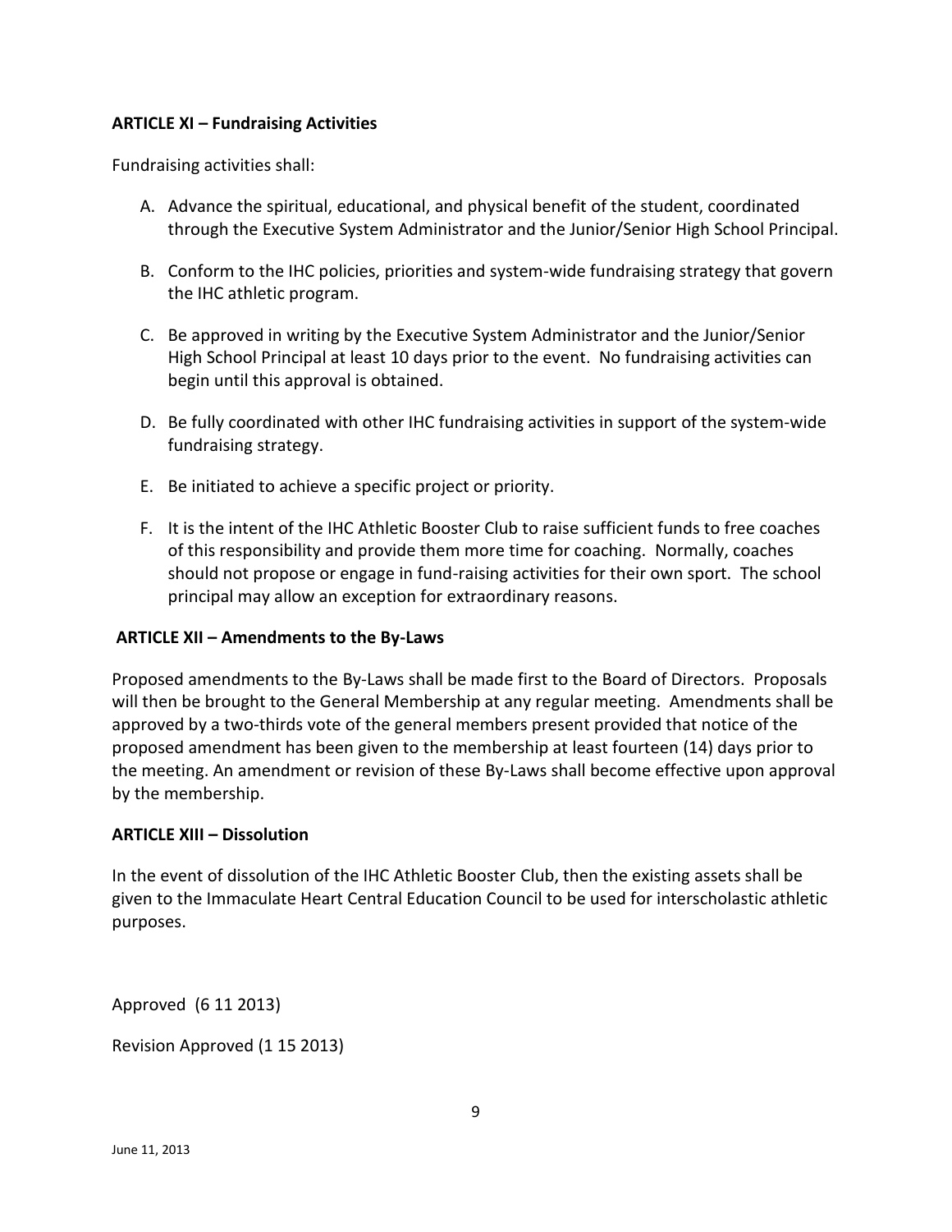**ARTICLE XI – Fundraising Activities**

Fundraising activities shall:

A. Advance the spiritual, educational, and physical benefit of the student, coordinated through the Executive System Administrator and the Junior/Senior High School Principal.

B. Conform to the IHC policies, priorities and system-wide fundraising strategy that govern the IHC athletic program.

C. Be approved in writing by the Executive System Administrator and the Junior/Senior High School Principal at least 10 days prior to the event. No fundraising activities can begin until this approval is obtained.

D. Be fully coordinated with other IHC fundraising activities in support of the system-wide fundraising strategy.

E. Be initiated to achieve a specific project or priority.

F. It is the intent of the IHC Athletic Booster Club to raise sufficient funds to free coaches of this responsibility and provide them more time for coaching. Normally, coaches should not propose or engage in fund-raising activities for their own sport. The school principal may allow an exception for extraordinary reasons.

**ARTICLE XII – Amendments to the By-Laws**

Proposed amendments to the By-Laws shall be made first to the Board of Directors. Proposals will then be brought to the General Membership at any regular meeting. Amendments shall be approved by a two-thirds vote of the general members present provided that notice of the proposed amendment has been given to the membership at least fourteen (14) days prior to the meeting. An amendment or revision of these By-Laws shall become effective upon approval by the membership.

**ARTICLE XIII – Dissolution**

In the event of dissolution of the IHC Athletic Booster Club, then the existing assets shall be given to the Immaculate Heart Central Education Council to be used for interscholastic athletic purposes.

Approved (6 11 2013)

Revision Approved (1 15 2013)